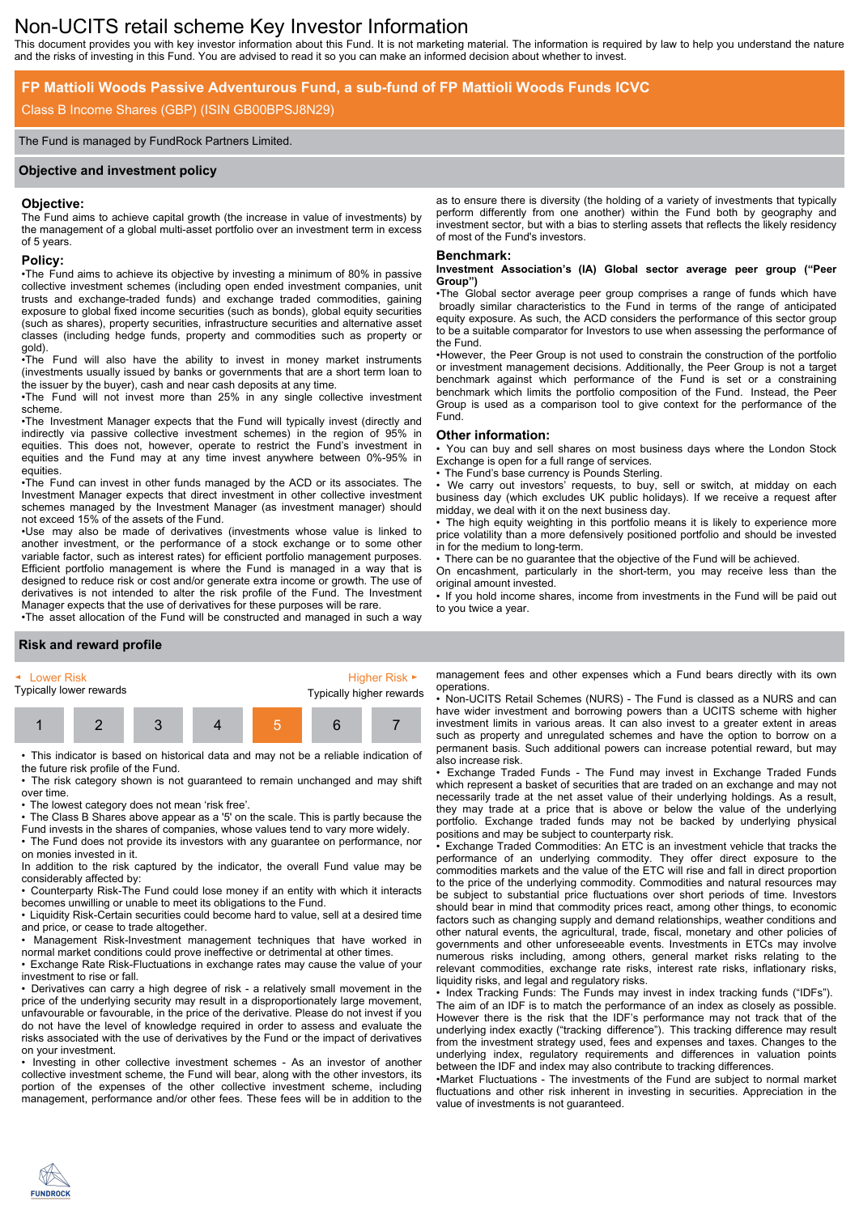# Non-UCITS retail scheme Key Investor Information

This document provides you with key investor information about this Fund. It is not marketing material. The information is required by law to help you understand the nature and the risks of investing in this Fund. You are advised to read it so you can make an informed decision about whether to invest.

## FP Mattioli Woods Passive Adventurous Fund, a sub-fund of FP Mattioli Woods Funds ICVC

Class B Income Shares (GBP) (ISIN GB00BPSJ8N29)

The Fund is managed by FundRock Partners Limited.

## Objective and investment policy

### Objective:

The Fund aims to achieve capital growth (the increase in value of investments) by the management of a global multi-asset portfolio over an investment term in excess of 5 years.

### Policy:

•The Fund aims to achieve its objective by investing a minimum of 80% in passive collective investment schemes (including open ended investment companies, unit trusts and exchange-traded funds) and exchange traded commodities, gaining exposure to global fixed income securities (such as bonds), global equity securities (such as shares), property securities, infrastructure securities and alternative asset classes (including hedge funds, property and commodities such as property or gold).

•The Fund will also have the ability to invest in money market instruments (investments usually issued by banks or governments that are a short term loan to the issuer by the buyer), cash and near cash deposits at any time.

•The Fund will not invest more than 25% in any single collective investment scheme.

•The Investment Manager expects that the Fund will typically invest (directly and indirectly via passive collective investment schemes) in the region of 95% in equities. This does not, however, operate to restrict the Fund's investment in equities and the Fund may at any time invest anywhere between 0%-95% in equities.

•The Fund can invest in other funds managed by the ACD or its associates. The Investment Manager expects that direct investment in other collective investment schemes managed by the Investment Manager (as investment manager) should not exceed 15% of the assets of the Fund.

•Use may also be made of derivatives (investments whose value is linked to another investment, or the performance of a stock exchange or to some other variable factor, such as interest rates) for efficient portfolio management purposes. Efficient portfolio management is where the Fund is managed in a way that is designed to reduce risk or cost and/or generate extra income or growth. The use of derivatives is not intended to alter the risk profile of the Fund. The Investment Manager expects that the use of derivatives for these purposes will be rare.

•The asset allocation of the Fund will be constructed and managed in such a way as to ensure there is diversity (the holding of a variety of investments that typically perform differently from one another) within the Fund both by geography and investment sector, but with a bias to sterling assets that reflects the likely residency of most of the Fund's investors.

### Benchmark:

**Investment Association's (IA) Global sector average peer group ("Peer Group")**

•The Global sector average peer group comprises a range of funds which have broadly similar characteristics to the Fund in terms of the range of anticipated equity exposure. As such, the ACD considers the performance of this sector group to be a suitable comparator for Investors to use when assessing the performance of the Fund.

•However, the Peer Group is not used to constrain the construction of the portfolio or investment management decisions. Additionally, the Peer Group is not a target benchmark against which performance of the Fund is set or a constraining benchmark which limits the portfolio composition of the Fund. Instead, the Peer Group is used as a comparison tool to give context for the performance of the Fund.

### Other information:

- You can buy and sell shares on most business days where the London Stock Exchange is open for a full range of services.
- The Fund's base currency is Pounds Sterling.
- We carry out investors' requests, to buy, sell or switch, at midday on each business day (which excludes UK public holidays). If we receive a request after midday, we deal with it on the next business day.
- The high equity weighting in this portfolio means it is likely to experience more price volatility than a more defensively positioned portfolio and should be invested in for the medium to long-term.
- There can be no guarantee that the objective of the Fund will be achieved.

On encashment, particularly in the short-term, you may receive less than the original amount invested.

- If you hold income shares, income from investments in the Fund will be paid out to you twice a year.

## Risk and reward profile

| Lower Risk | | | | | | Higher Risk |
|---|---|---|---|---|---|---|
| Typically lower rewards | | | | | | Typically higher rewards |
| 1 | 2 | 3 | 4 | **5** | 6 | 7 |

- This indicator is based on historical data and may not be a reliable indication of the future risk profile of the Fund.
- The risk category shown is not guaranteed to remain unchanged and may shift over time.
- The lowest category does not mean 'risk free'.
- The Class B Shares above appear as a '5' on the scale. This is partly because the Fund invests in the shares of companies, whose values tend to vary more widely.
- The Fund does not provide its investors with any guarantee on performance, nor on monies invested in it.

In addition to the risk captured by the indicator, the overall Fund value may be considerably affected by:

- Counterparty Risk-The Fund could lose money if an entity with which it interacts becomes unwilling or unable to meet its obligations to the Fund.
- Liquidity Risk-Certain securities could become hard to value, sell at a desired time and price, or cease to trade altogether.
- Management Risk-Investment management techniques that have worked in normal market conditions could prove ineffective or detrimental at other times.
- Exchange Rate Risk-Fluctuations in exchange rates may cause the value of your investment to rise or fall.
- Derivatives can carry a high degree of risk - a relatively small movement in the price of the underlying security may result in a disproportionately large movement, unfavourable or favourable, in the price of the derivative. Please do not invest if you do not have the level of knowledge required in order to assess and evaluate the risks associated with the use of derivatives by the Fund or the impact of derivatives on your investment.
- Investing in other collective investment schemes - As an investor of another collective investment scheme, the Fund will bear, along with the other investors, its portion of the expenses of the other collective investment scheme, including management, performance and/or other fees. These fees will be in addition to the management fees and other expenses which a Fund bears directly with its own operations.
- Non-UCITS Retail Schemes (NURS) - The Fund is classed as a NURS and can have wider investment and borrowing powers than a UCITS scheme with higher investment limits in various areas. It can also invest to a greater extent in areas such as property and unregulated schemes and have the option to borrow on a permanent basis. Such additional powers can increase potential reward, but may also increase risk.
- Exchange Traded Funds - The Fund may invest in Exchange Traded Funds which represent a basket of securities that are traded on an exchange and may not necessarily trade at the net asset value of their underlying holdings. As a result, they may trade at a price that is above or below the value of the underlying portfolio. Exchange traded funds may not be backed by underlying physical positions and may be subject to counterparty risk.
- Exchange Traded Commodities: An ETC is an investment vehicle that tracks the performance of an underlying commodity. They offer direct exposure to the commodities markets and the value of the ETC will rise and fall in direct proportion to the price of the underlying commodity. Commodities and natural resources may be subject to substantial price fluctuations over short periods of time. Investors should bear in mind that commodity prices react, among other things, to economic factors such as changing supply and demand relationships, weather conditions and other natural events, the agricultural, trade, fiscal, monetary and other policies of governments and other unforeseeable events. Investments in ETCs may involve numerous risks including, among others, general market risks relating to the relevant commodities, exchange rate risks, interest rate risks, inflationary risks, liquidity risks, and legal and regulatory risks.
- Index Tracking Funds: The Funds may invest in index tracking funds ("IDFs"). The aim of an IDF is to match the performance of an index as closely as possible. However there is the risk that the IDF's performance may not track that of the underlying index exactly ("tracking difference"). This tracking difference may result from the investment strategy used, fees and expenses and taxes. Changes to the underlying index, regulatory requirements and differences in valuation points between the IDF and index may also contribute to tracking differences.

•Market Fluctuations - The investments of the Fund are subject to normal market fluctuations and other risk inherent in investing in securities. Appreciation in the value of investments is not guaranteed.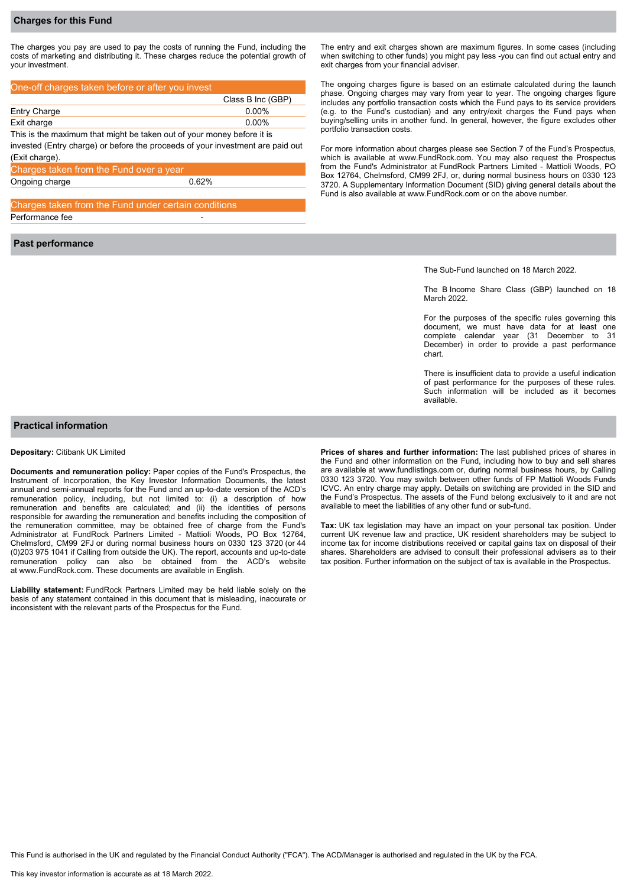## Charges for this Fund

The charges you pay are used to pay the costs of running the Fund, including the costs of marketing and distributing it. These charges reduce the potential growth of your investment.

| One-off charges taken before or after you invest | |
|---|---|
| | Class B Inc (GBP) |
| Entry Charge | 0.00% |
| Exit charge | 0.00% |

This is the maximum that might be taken out of your money before it is invested (Entry charge) or before the proceeds of your investment are paid out (Exit charge).

| Charges taken from the Fund over a year | |
|---|---|
| Ongoing charge | 0.62% |

| Charges taken from the Fund under certain conditions | |
|---|---|
| Performance fee | - |

The entry and exit charges shown are maximum figures. In some cases (including when switching to other funds) you might pay less -you can find out actual entry and exit charges from your financial adviser.

The ongoing charges figure is based on an estimate calculated during the launch phase. Ongoing charges may vary from year to year. The ongoing charges figure includes any portfolio transaction costs which the Fund pays to its service providers (e.g. to the Fund's custodian) and any entry/exit charges the Fund pays when buying/selling units in another fund. In general, however, the figure excludes other portfolio transaction costs.

For more information about charges please see Section 7 of the Fund's Prospectus, which is available at www.FundRock.com. You may also request the Prospectus from the Fund's Administrator at FundRock Partners Limited - Mattioli Woods, PO Box 12764, Chelmsford, CM99 2FJ, or, during normal business hours on 0330 123 3720. A Supplementary Information Document (SID) giving general details about the Fund is also available at www.FundRock.com or on the above number.

## Past performance

The Sub-Fund launched on 18 March 2022.

The B Income Share Class (GBP) launched on 18 March 2022.

For the purposes of the specific rules governing this document, we must have data for at least one complete calendar year (31 December to 31 December) in order to provide a past performance chart.

There is insufficient data to provide a useful indication of past performance for the purposes of these rules. Such information will be included as it becomes available.

## Practical information

**Depositary:** Citibank UK Limited

**Documents and remuneration policy:** Paper copies of the Fund's Prospectus, the Instrument of Incorporation, the Key Investor Information Documents, the latest annual and semi-annual reports for the Fund and an up-to-date version of the ACD's remuneration policy, including, but not limited to: (i) a description of how remuneration and benefits are calculated; and (ii) the identities of persons responsible for awarding the remuneration and benefits including the composition of the remuneration committee, may be obtained free of charge from the Fund's Administrator at FundRock Partners Limited - Mattioli Woods, PO Box 12764, Chelmsford, CM99 2FJ or during normal business hours on 0330 123 3720 (or 44 (0)203 975 1041 if Calling from outside the UK). The report, accounts and up-to-date remuneration policy can also be obtained from the ACD's website at www.FundRock.com. These documents are available in English.

**Liability statement:** FundRock Partners Limited may be held liable solely on the basis of any statement contained in this document that is misleading, inaccurate or inconsistent with the relevant parts of the Prospectus for the Fund.

**Prices of shares and further information:** The last published prices of shares in the Fund and other information on the Fund, including how to buy and sell shares are available at www.fundlistings.com or, during normal business hours, by Calling 0330 123 3720. You may switch between other funds of FP Mattioli Woods Funds ICVC. An entry charge may apply. Details on switching are provided in the SID and the Fund's Prospectus. The assets of the Fund belong exclusively to it and are not available to meet the liabilities of any other fund or sub-fund.

**Tax:** UK tax legislation may have an impact on your personal tax position. Under current UK revenue law and practice, UK resident shareholders may be subject to income tax for income distributions received or capital gains tax on disposal of their shares. Shareholders are advised to consult their professional advisers as to their tax position. Further information on the subject of tax is available in the Prospectus.

This Fund is authorised in the UK and regulated by the Financial Conduct Authority ("FCA"). The ACD/Manager is authorised and regulated in the UK by the FCA.

This key investor information is accurate as at 18 March 2022.